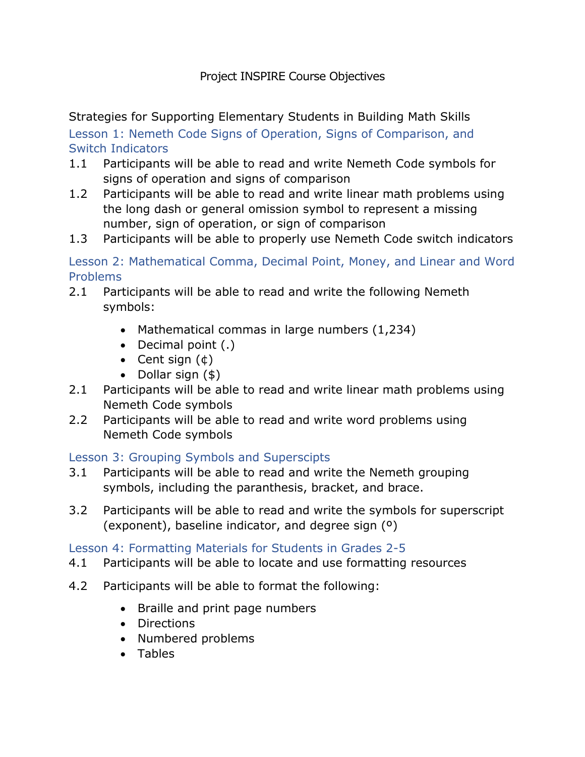# Project INSPIRE Course Objectives

## Strategies for Supporting Elementary Students in Building Math Skills

### Lesson 1: Nemeth Code Signs of Operation, Signs of Comparison, and Switch Indicators

1.1 Participants will be able to read and write Nemeth Code symbols for signs of operation and signs of comparison

1.2 Participants will be able to read and write linear math problems using the long dash or general omission symbol to represent a missing number, sign of operation, or sign of comparison

1.3 Participants will be able to properly use Nemeth Code switch indicators

### Lesson 2: Mathematical Comma, Decimal Point, Money, and Linear and Word Problems

2.1 Participants will be able to read and write the following Nemeth symbols:

- Mathematical commas in large numbers (1,234)
- Decimal point (.)
- Cent sign (¢)
- Dollar sign ($)

2.1 Participants will be able to read and write linear math problems using Nemeth Code symbols

2.2 Participants will be able to read and write word problems using Nemeth Code symbols

### Lesson 3: Grouping Symbols and Superscipts

3.1 Participants will be able to read and write the Nemeth grouping symbols, including the paranthesis, bracket, and brace.

3.2 Participants will be able to read and write the symbols for superscript (exponent), baseline indicator, and degree sign (º)

### Lesson 4: Formatting Materials for Students in Grades 2-5

4.1 Participants will be able to locate and use formatting resources

4.2 Participants will be able to format the following:

- Braille and print page numbers
- Directions
- Numbered problems
- Tables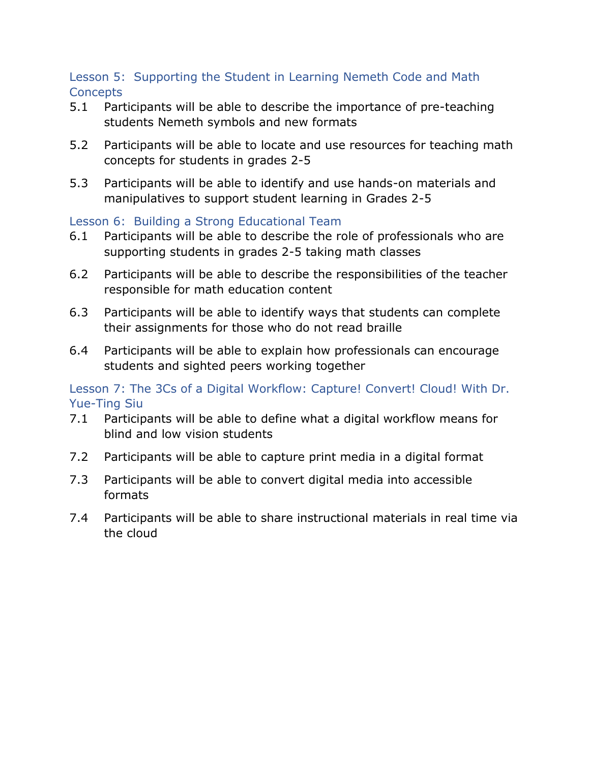### Lesson 5: Supporting the Student in Learning Nemeth Code and Math Concepts

5.1 Participants will be able to describe the importance of pre-teaching students Nemeth symbols and new formats

5.2 Participants will be able to locate and use resources for teaching math concepts for students in grades 2-5

5.3 Participants will be able to identify and use hands-on materials and manipulatives to support student learning in Grades 2-5

### Lesson 6: Building a Strong Educational Team

6.1 Participants will be able to describe the role of professionals who are supporting students in grades 2-5 taking math classes

6.2 Participants will be able to describe the responsibilities of the teacher responsible for math education content

6.3 Participants will be able to identify ways that students can complete their assignments for those who do not read braille

6.4 Participants will be able to explain how professionals can encourage students and sighted peers working together

### Lesson 7: The 3Cs of a Digital Workflow: Capture! Convert! Cloud! With Dr. Yue-Ting Siu

7.1 Participants will be able to define what a digital workflow means for blind and low vision students

7.2 Participants will be able to capture print media in a digital format

7.3 Participants will be able to convert digital media into accessible formats

7.4 Participants will be able to share instructional materials in real time via the cloud